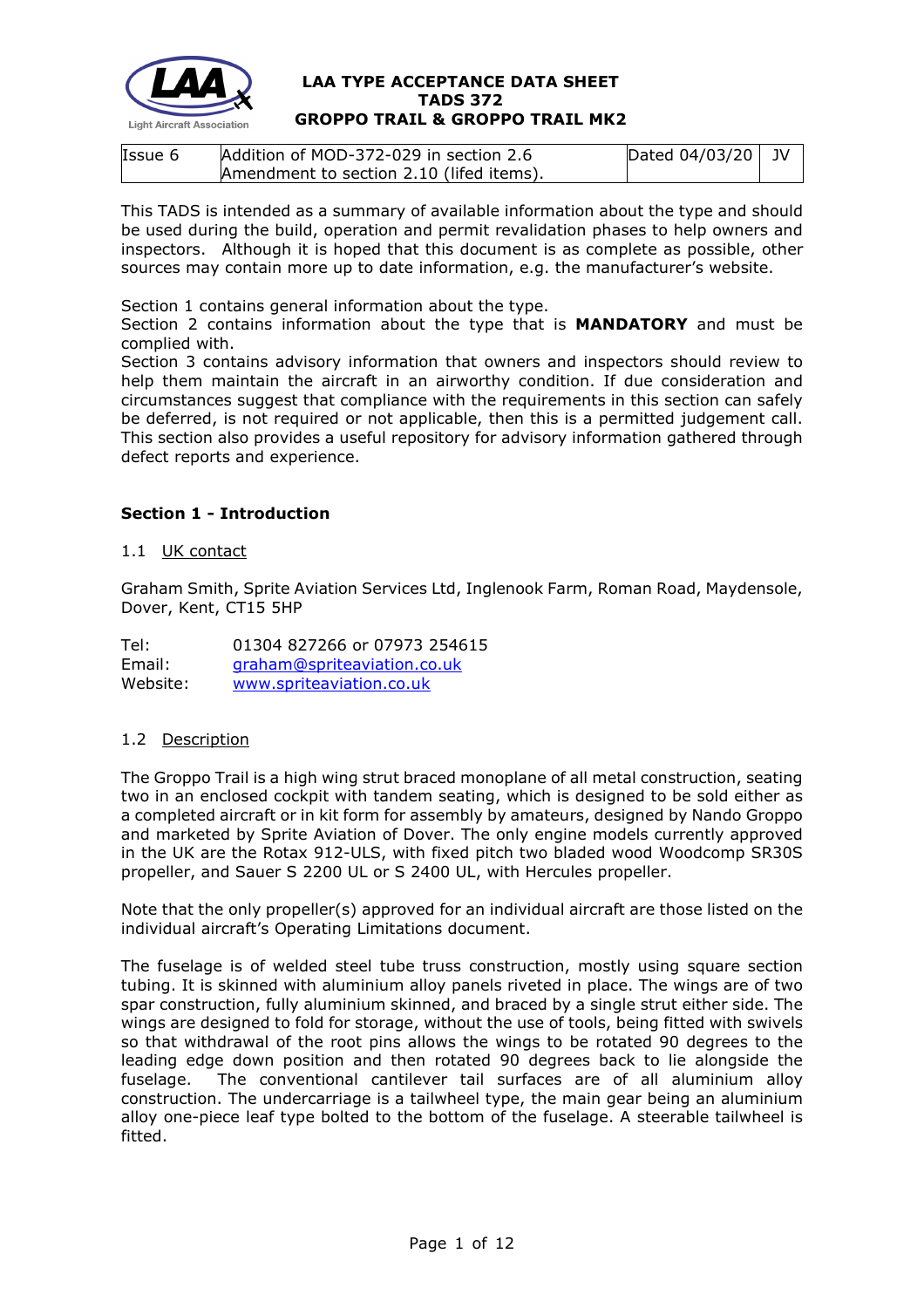**LAA TYPE ACCEPTANCE DATA SHEET**
**TADS 372**
**GROPPO TRAIL & GROPPO TRAIL MK2**

| Issue 6 | Addition of MOD-372-029 in section 2.6 Amendment to section 2.10 (lifed items). | Dated 04/03/20 | JV |
|---|---|---|---|

This TADS is intended as a summary of available information about the type and should be used during the build, operation and permit revalidation phases to help owners and inspectors. Although it is hoped that this document is as complete as possible, other sources may contain more up to date information, e.g. the manufacturer's website.

Section 1 contains general information about the type.
Section 2 contains information about the type that is **MANDATORY** and must be complied with.
Section 3 contains advisory information that owners and inspectors should review to help them maintain the aircraft in an airworthy condition. If due consideration and circumstances suggest that compliance with the requirements in this section can safely be deferred, is not required or not applicable, then this is a permitted judgement call. This section also provides a useful repository for advisory information gathered through defect reports and experience.

## Section 1 - Introduction

### 1.1 UK contact

Graham Smith, Sprite Aviation Services Ltd, Inglenook Farm, Roman Road, Maydensole, Dover, Kent, CT15 5HP

Tel: 01304 827266 or 07973 254615
Email: graham@spriteaviation.co.uk
Website: www.spriteaviation.co.uk

### 1.2 Description

The Groppo Trail is a high wing strut braced monoplane of all metal construction, seating two in an enclosed cockpit with tandem seating, which is designed to be sold either as a completed aircraft or in kit form for assembly by amateurs, designed by Nando Groppo and marketed by Sprite Aviation of Dover. The only engine models currently approved in the UK are the Rotax 912-ULS, with fixed pitch two bladed wood Woodcomp SR30S propeller, and Sauer S 2200 UL or S 2400 UL, with Hercules propeller.

Note that the only propeller(s) approved for an individual aircraft are those listed on the individual aircraft's Operating Limitations document.

The fuselage is of welded steel tube truss construction, mostly using square section tubing. It is skinned with aluminium alloy panels riveted in place. The wings are of two spar construction, fully aluminium skinned, and braced by a single strut either side. The wings are designed to fold for storage, without the use of tools, being fitted with swivels so that withdrawal of the root pins allows the wings to be rotated 90 degrees to the leading edge down position and then rotated 90 degrees back to lie alongside the fuselage. The conventional cantilever tail surfaces are of all aluminium alloy construction. The undercarriage is a tailwheel type, the main gear being an aluminium alloy one-piece leaf type bolted to the bottom of the fuselage. A steerable tailwheel is fitted.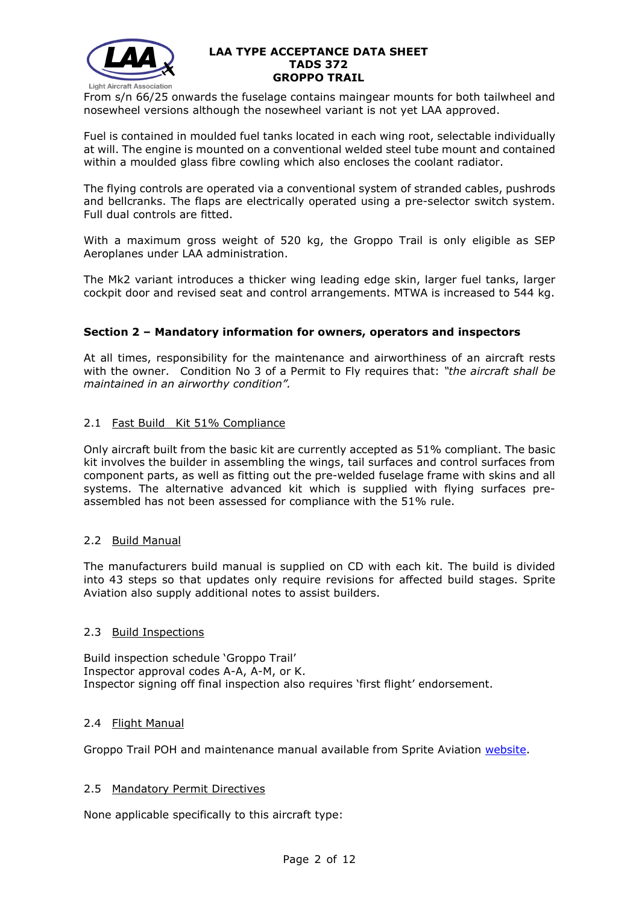From s/n 66/25 onwards the fuselage contains maingear mounts for both tailwheel and nosewheel versions although the nosewheel variant is not yet LAA approved.

Fuel is contained in moulded fuel tanks located in each wing root, selectable individually at will. The engine is mounted on a conventional welded steel tube mount and contained within a moulded glass fibre cowling which also encloses the coolant radiator.

The flying controls are operated via a conventional system of stranded cables, pushrods and bellcranks. The flaps are electrically operated using a pre-selector switch system. Full dual controls are fitted.

With a maximum gross weight of 520 kg, the Groppo Trail is only eligible as SEP Aeroplanes under LAA administration.

The Mk2 variant introduces a thicker wing leading edge skin, larger fuel tanks, larger cockpit door and revised seat and control arrangements. MTWA is increased to 544 kg.

## Section 2 – Mandatory information for owners, operators and inspectors

At all times, responsibility for the maintenance and airworthiness of an aircraft rests with the owner. Condition No 3 of a Permit to Fly requires that: *"the aircraft shall be maintained in an airworthy condition".*

### 2.1 Fast Build Kit 51% Compliance

Only aircraft built from the basic kit are currently accepted as 51% compliant. The basic kit involves the builder in assembling the wings, tail surfaces and control surfaces from component parts, as well as fitting out the pre-welded fuselage frame with skins and all systems. The alternative advanced kit which is supplied with flying surfaces pre-assembled has not been assessed for compliance with the 51% rule.

### 2.2 Build Manual

The manufacturers build manual is supplied on CD with each kit. The build is divided into 43 steps so that updates only require revisions for affected build stages. Sprite Aviation also supply additional notes to assist builders.

### 2.3 Build Inspections

Build inspection schedule 'Groppo Trail'
Inspector approval codes A-A, A-M, or K.
Inspector signing off final inspection also requires 'first flight' endorsement.

### 2.4 Flight Manual

Groppo Trail POH and maintenance manual available from Sprite Aviation website.

### 2.5 Mandatory Permit Directives

None applicable specifically to this aircraft type: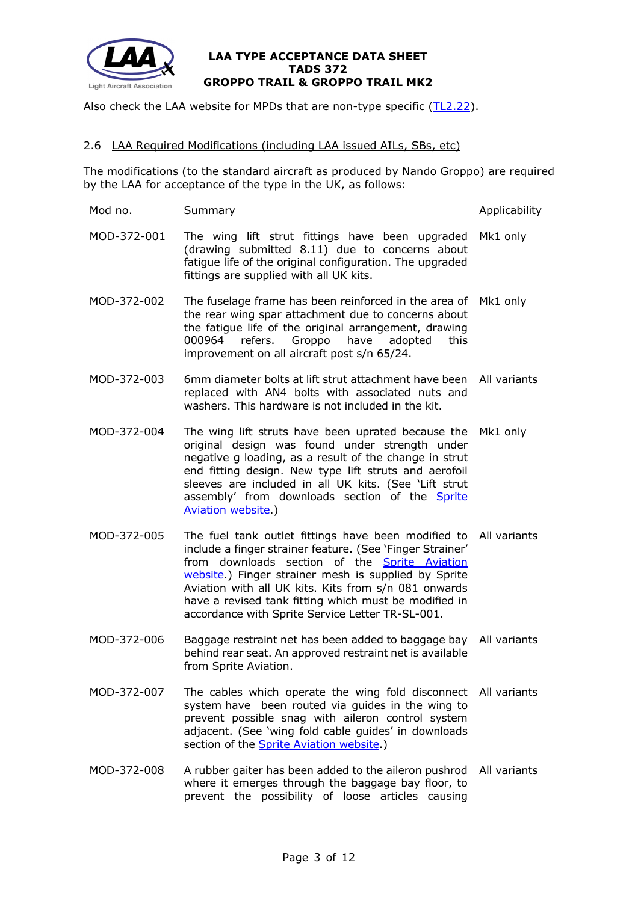Also check the LAA website for MPDs that are non-type specific (TL2.22).

## 2.6 LAA Required Modifications (including LAA issued AILs, SBs, etc)

The modifications (to the standard aircraft as produced by Nando Groppo) are required by the LAA for acceptance of the type in the UK, as follows:

| Mod no. | Summary | Applicability |
|---|---|---|
| MOD-372-001 | The wing lift strut fittings have been upgraded (drawing submitted 8.11) due to concerns about fatigue life of the original configuration. The upgraded fittings are supplied with all UK kits. | Mk1 only |
| MOD-372-002 | The fuselage frame has been reinforced in the area of the rear wing spar attachment due to concerns about the fatigue life of the original arrangement, drawing 000964 refers. Groppo have adopted this improvement on all aircraft post s/n 65/24. | Mk1 only |
| MOD-372-003 | 6mm diameter bolts at lift strut attachment have been replaced with AN4 bolts with associated nuts and washers. This hardware is not included in the kit. | All variants |
| MOD-372-004 | The wing lift struts have been uprated because the original design was found under strength under negative g loading, as a result of the change in strut end fitting design. New type lift struts and aerofoil sleeves are included in all UK kits. (See 'Lift strut assembly' from downloads section of the Sprite Aviation website.) | Mk1 only |
| MOD-372-005 | The fuel tank outlet fittings have been modified to include a finger strainer feature. (See 'Finger Strainer' from downloads section of the Sprite Aviation website.) Finger strainer mesh is supplied by Sprite Aviation with all UK kits. Kits from s/n 081 onwards have a revised tank fitting which must be modified in accordance with Sprite Service Letter TR-SL-001. | All variants |
| MOD-372-006 | Baggage restraint net has been added to baggage bay behind rear seat. An approved restraint net is available from Sprite Aviation. | All variants |
| MOD-372-007 | The cables which operate the wing fold disconnect system have been routed via guides in the wing to prevent possible snag with aileron control system adjacent. (See 'wing fold cable guides' in downloads section of the Sprite Aviation website.) | All variants |
| MOD-372-008 | A rubber gaiter has been added to the aileron pushrod where it emerges through the baggage bay floor, to prevent the possibility of loose articles causing | All variants |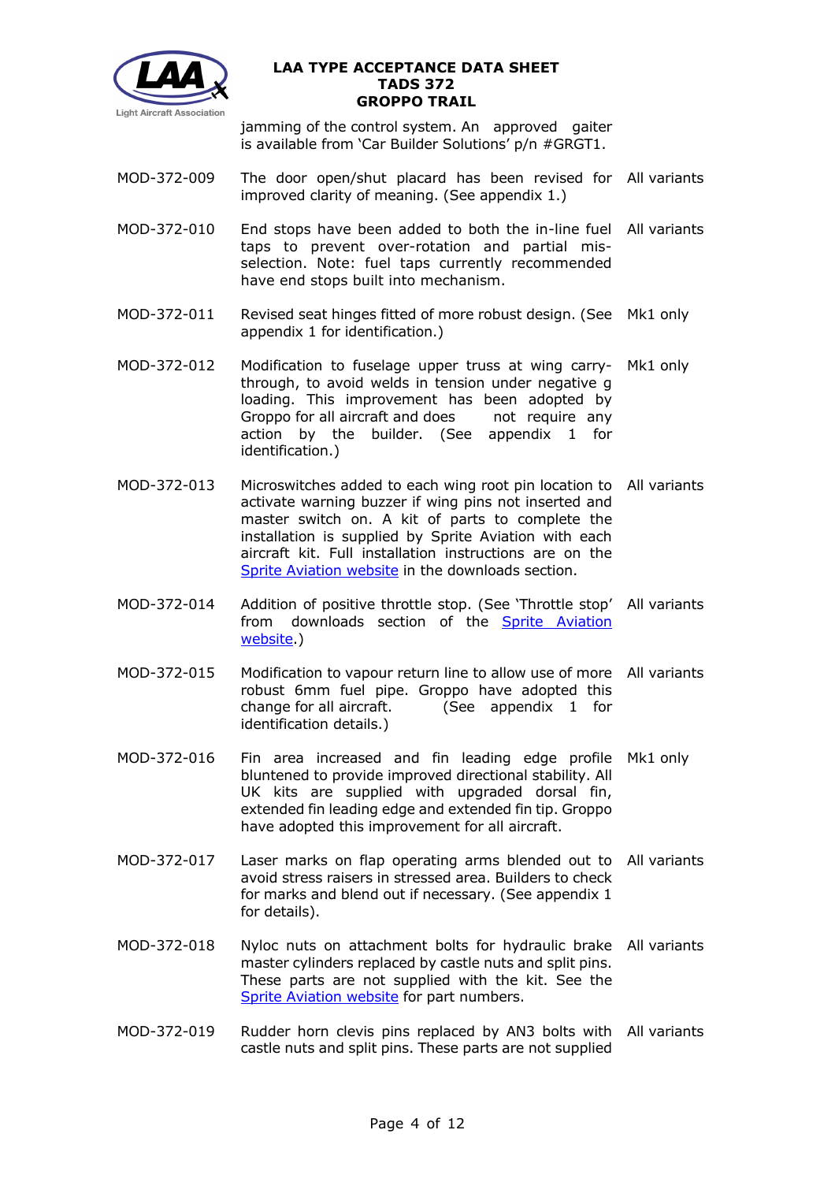| | | |
|---|---|---|
| | jamming of the control system. An approved gaiter is available from 'Car Builder Solutions' p/n #GRGT1. | |
| MOD-372-009 | The door open/shut placard has been revised for improved clarity of meaning. (See appendix 1.) | All variants |
| MOD-372-010 | End stops have been added to both the in-line fuel taps to prevent over-rotation and partial mis-selection. Note: fuel taps currently recommended have end stops built into mechanism. | All variants |
| MOD-372-011 | Revised seat hinges fitted of more robust design. (See appendix 1 for identification.) | Mk1 only |
| MOD-372-012 | Modification to fuselage upper truss at wing carry-through, to avoid welds in tension under negative g loading. This improvement has been adopted by Groppo for all aircraft and does not require any action by the builder. (See appendix 1 for identification.) | Mk1 only |
| MOD-372-013 | Microswitches added to each wing root pin location to activate warning buzzer if wing pins not inserted and master switch on. A kit of parts to complete the installation is supplied by Sprite Aviation with each aircraft kit. Full installation instructions are on the Sprite Aviation website in the downloads section. | All variants |
| MOD-372-014 | Addition of positive throttle stop. (See 'Throttle stop' from downloads section of the Sprite Aviation website.) | All variants |
| MOD-372-015 | Modification to vapour return line to allow use of more robust 6mm fuel pipe. Groppo have adopted this change for all aircraft. (See appendix 1 for identification details.) | All variants |
| MOD-372-016 | Fin area increased and fin leading edge profile bluntened to provide improved directional stability. All UK kits are supplied with upgraded dorsal fin, extended fin leading edge and extended fin tip. Groppo have adopted this improvement for all aircraft. | Mk1 only |
| MOD-372-017 | Laser marks on flap operating arms blended out to avoid stress raisers in stressed area. Builders to check for marks and blend out if necessary. (See appendix 1 for details). | All variants |
| MOD-372-018 | Nyloc nuts on attachment bolts for hydraulic brake master cylinders replaced by castle nuts and split pins. These parts are not supplied with the kit. See the Sprite Aviation website for part numbers. | All variants |
| MOD-372-019 | Rudder horn clevis pins replaced by AN3 bolts with castle nuts and split pins. These parts are not supplied | All variants |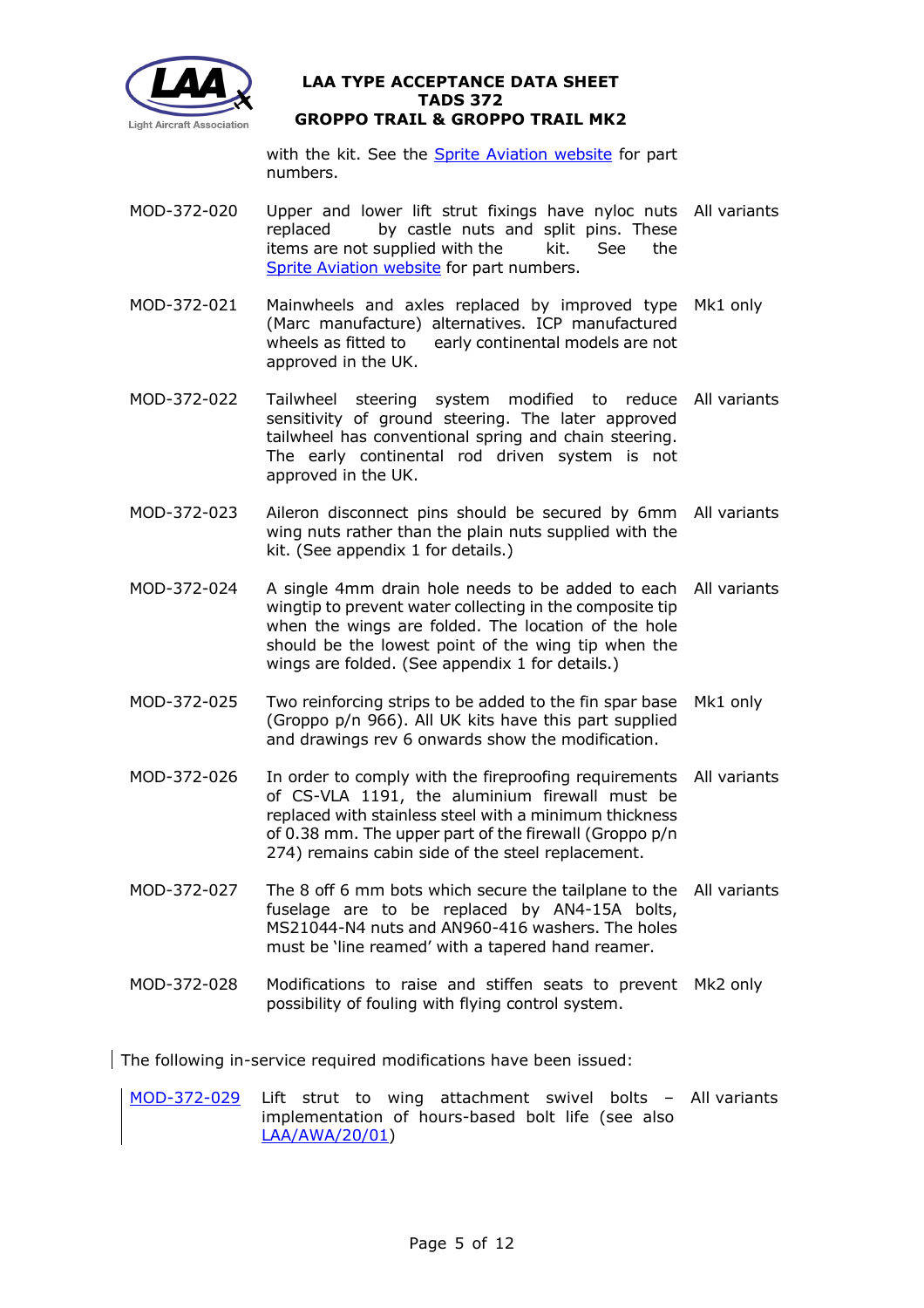with the kit. See the Sprite Aviation website for part numbers.

| | | |
|---|---|---|
| MOD-372-020 | Upper and lower lift strut fixings have nyloc nuts replaced by castle nuts and split pins. These items are not supplied with the kit. See the Sprite Aviation website for part numbers. | All variants |
| MOD-372-021 | Mainwheels and axles replaced by improved type (Marc manufacture) alternatives. ICP manufactured wheels as fitted to early continental models are not approved in the UK. | Mk1 only |
| MOD-372-022 | Tailwheel steering system modified to reduce sensitivity of ground steering. The later approved tailwheel has conventional spring and chain steering. The early continental rod driven system is not approved in the UK. | All variants |
| MOD-372-023 | Aileron disconnect pins should be secured by 6mm wing nuts rather than the plain nuts supplied with the kit. (See appendix 1 for details.) | All variants |
| MOD-372-024 | A single 4mm drain hole needs to be added to each wingtip to prevent water collecting in the composite tip when the wings are folded. The location of the hole should be the lowest point of the wing tip when the wings are folded. (See appendix 1 for details.) | All variants |
| MOD-372-025 | Two reinforcing strips to be added to the fin spar base (Groppo p/n 966). All UK kits have this part supplied and drawings rev 6 onwards show the modification. | Mk1 only |
| MOD-372-026 | In order to comply with the fireproofing requirements of CS-VLA 1191, the aluminium firewall must be replaced with stainless steel with a minimum thickness of 0.38 mm. The upper part of the firewall (Groppo p/n 274) remains cabin side of the steel replacement. | All variants |
| MOD-372-027 | The 8 off 6 mm bots which secure the tailplane to the fuselage are to be replaced by AN4-15A bolts, MS21044-N4 nuts and AN960-416 washers. The holes must be 'line reamed' with a tapered hand reamer. | All variants |
| MOD-372-028 | Modifications to raise and stiffen seats to prevent possibility of fouling with flying control system. | Mk2 only |

The following in-service required modifications have been issued:

| | | |
|---|---|---|
| MOD-372-029 | Lift strut to wing attachment swivel bolts – implementation of hours-based bolt life (see also LAA/AWA/20/01) | All variants |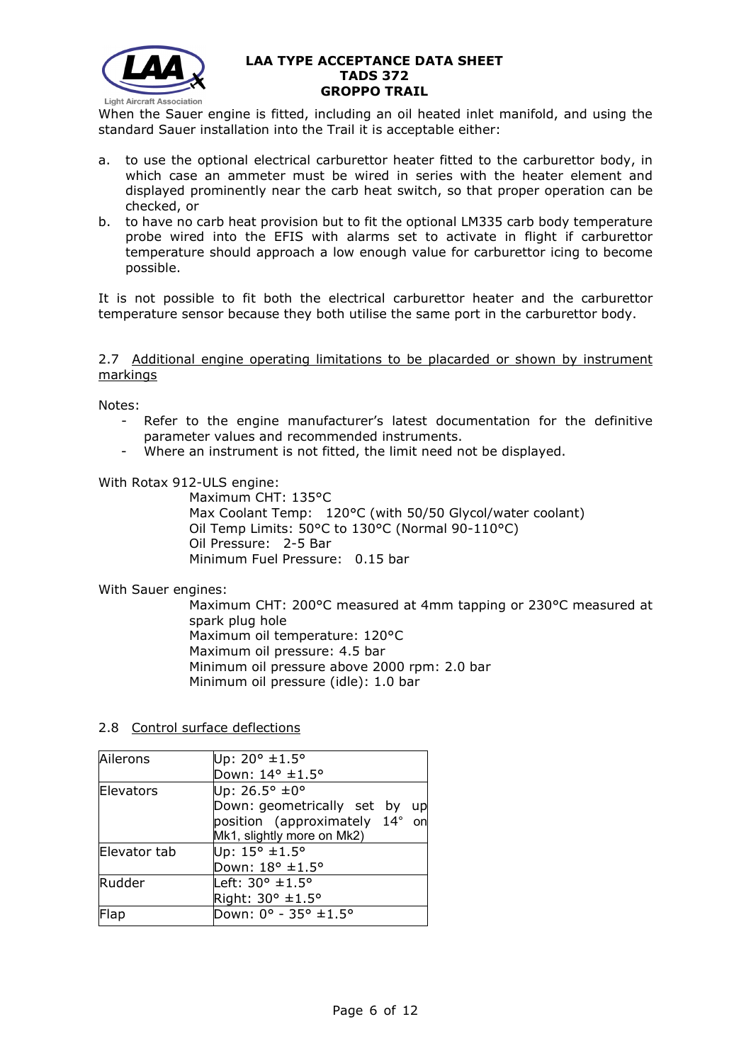When the Sauer engine is fitted, including an oil heated inlet manifold, and using the standard Sauer installation into the Trail it is acceptable either:

a. to use the optional electrical carburettor heater fitted to the carburettor body, in which case an ammeter must be wired in series with the heater element and displayed prominently near the carb heat switch, so that proper operation can be checked, or
b. to have no carb heat provision but to fit the optional LM335 carb body temperature probe wired into the EFIS with alarms set to activate in flight if carburettor temperature should approach a low enough value for carburettor icing to become possible.

It is not possible to fit both the electrical carburettor heater and the carburettor temperature sensor because they both utilise the same port in the carburettor body.

## 2.7 Additional engine operating limitations to be placarded or shown by instrument markings

Notes:

- Refer to the engine manufacturer's latest documentation for the definitive parameter values and recommended instruments.
- Where an instrument is not fitted, the limit need not be displayed.

With Rotax 912-ULS engine:

> Maximum CHT: 135°C
> Max Coolant Temp: 120°C (with 50/50 Glycol/water coolant)
> Oil Temp Limits: 50°C to 130°C (Normal 90-110°C)
> Oil Pressure: 2-5 Bar
> Minimum Fuel Pressure: 0.15 bar

With Sauer engines:

> Maximum CHT: 200°C measured at 4mm tapping or 230°C measured at spark plug hole
> Maximum oil temperature: 120°C
> Maximum oil pressure: 4.5 bar
> Minimum oil pressure above 2000 rpm: 2.0 bar
> Minimum oil pressure (idle): 1.0 bar

## 2.8 Control surface deflections

| | |
|---|---|
| Ailerons | Up: 20° ±1.5°<br>Down: 14° ±1.5° |
| Elevators | Up: 26.5° ±0°<br>Down: geometrically set by up position (approximately 14° on Mk1, slightly more on Mk2) |
| Elevator tab | Up: 15° ±1.5°<br>Down: 18° ±1.5° |
| Rudder | Left: 30° ±1.5°<br>Right: 30° ±1.5° |
| Flap | Down: 0° - 35° ±1.5° |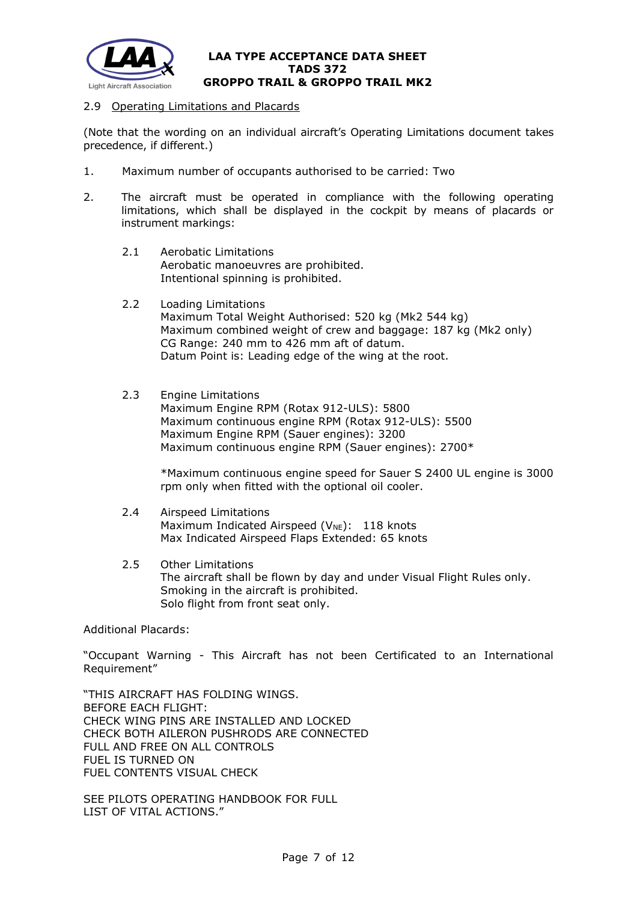## 2.9 Operating Limitations and Placards

(Note that the wording on an individual aircraft's Operating Limitations document takes precedence, if different.)

1. Maximum number of occupants authorised to be carried: Two

2. The aircraft must be operated in compliance with the following operating limitations, which shall be displayed in the cockpit by means of placards or instrument markings:

   2.1 Aerobatic Limitations
   Aerobatic manoeuvres are prohibited.
   Intentional spinning is prohibited.

   2.2 Loading Limitations
   Maximum Total Weight Authorised: 520 kg (Mk2 544 kg)
   Maximum combined weight of crew and baggage: 187 kg (Mk2 only)
   CG Range: 240 mm to 426 mm aft of datum.
   Datum Point is: Leading edge of the wing at the root.

   2.3 Engine Limitations
   Maximum Engine RPM (Rotax 912-ULS): 5800
   Maximum continuous engine RPM (Rotax 912-ULS): 5500
   Maximum Engine RPM (Sauer engines): 3200
   Maximum continuous engine RPM (Sauer engines): 2700*

   *Maximum continuous engine speed for Sauer S 2400 UL engine is 3000 rpm only when fitted with the optional oil cooler.

   2.4 Airspeed Limitations
   Maximum Indicated Airspeed ($V_{NE}$): 118 knots
   Max Indicated Airspeed Flaps Extended: 65 knots

   2.5 Other Limitations
   The aircraft shall be flown by day and under Visual Flight Rules only.
   Smoking in the aircraft is prohibited.
   Solo flight from front seat only.

Additional Placards:

"Occupant Warning - This Aircraft has not been Certificated to an International Requirement"

"THIS AIRCRAFT HAS FOLDING WINGS.
BEFORE EACH FLIGHT:
CHECK WING PINS ARE INSTALLED AND LOCKED
CHECK BOTH AILERON PUSHRODS ARE CONNECTED
FULL AND FREE ON ALL CONTROLS
FUEL IS TURNED ON
FUEL CONTENTS VISUAL CHECK

SEE PILOTS OPERATING HANDBOOK FOR FULL
LIST OF VITAL ACTIONS."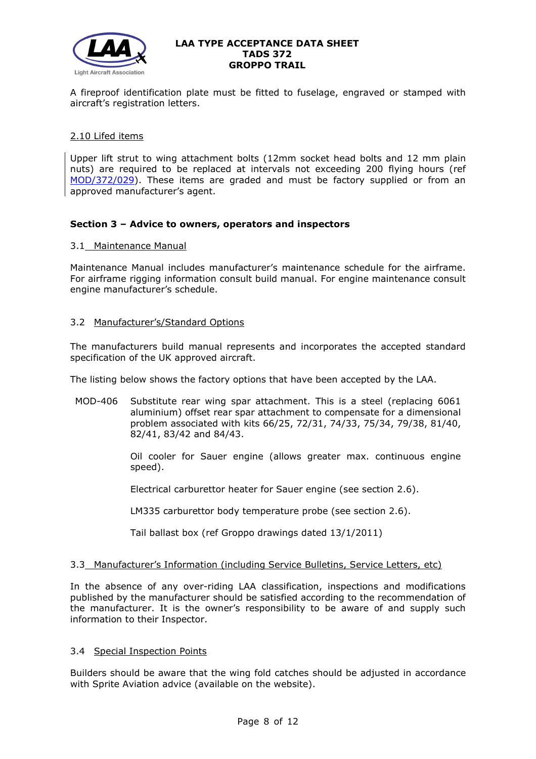A fireproof identification plate must be fitted to fuselage, engraved or stamped with aircraft's registration letters.

2.10 Lifed items

Upper lift strut to wing attachment bolts (12mm socket head bolts and 12 mm plain nuts) are required to be replaced at intervals not exceeding 200 flying hours (ref MOD/372/029). These items are graded and must be factory supplied or from an approved manufacturer's agent.

**Section 3 – Advice to owners, operators and inspectors**

3.1 Maintenance Manual

Maintenance Manual includes manufacturer's maintenance schedule for the airframe. For airframe rigging information consult build manual. For engine maintenance consult engine manufacturer's schedule.

3.2 Manufacturer's/Standard Options

The manufacturers build manual represents and incorporates the accepted standard specification of the UK approved aircraft.

The listing below shows the factory options that have been accepted by the LAA.

MOD-406 Substitute rear wing spar attachment. This is a steel (replacing 6061 aluminium) offset rear spar attachment to compensate for a dimensional problem associated with kits 66/25, 72/31, 74/33, 75/34, 79/38, 81/40, 82/41, 83/42 and 84/43.

Oil cooler for Sauer engine (allows greater max. continuous engine speed).

Electrical carburettor heater for Sauer engine (see section 2.6).

LM335 carburettor body temperature probe (see section 2.6).

Tail ballast box (ref Groppo drawings dated 13/1/2011)

3.3 Manufacturer's Information (including Service Bulletins, Service Letters, etc)

In the absence of any over-riding LAA classification, inspections and modifications published by the manufacturer should be satisfied according to the recommendation of the manufacturer. It is the owner's responsibility to be aware of and supply such information to their Inspector.

3.4 Special Inspection Points

Builders should be aware that the wing fold catches should be adjusted in accordance with Sprite Aviation advice (available on the website).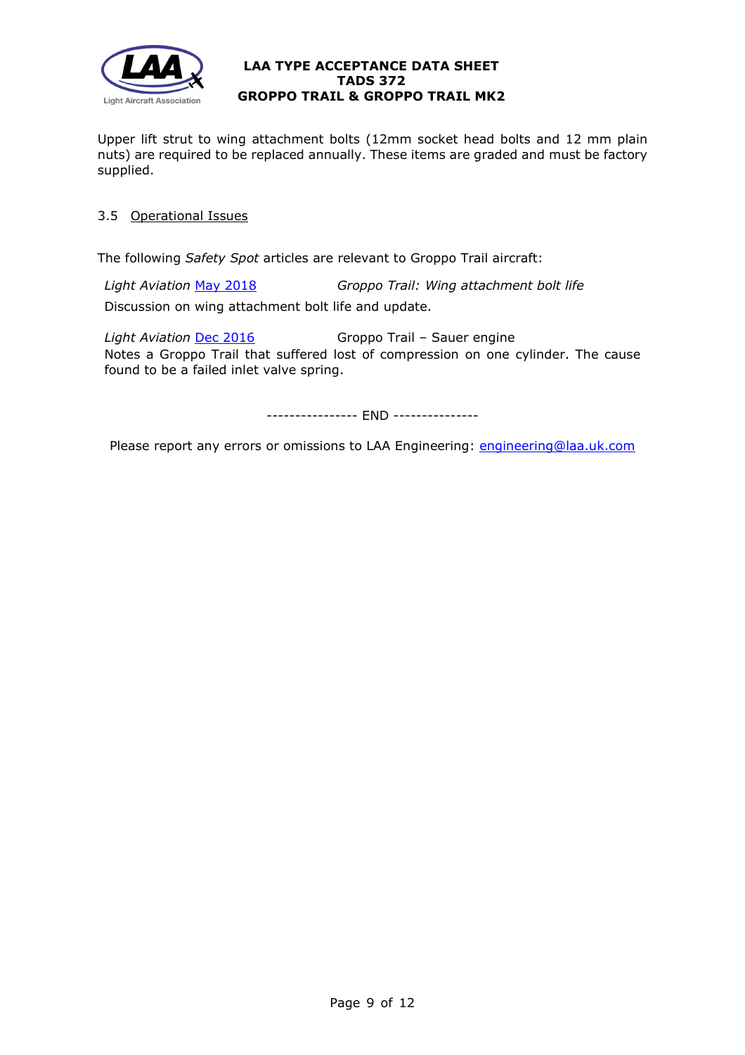Upper lift strut to wing attachment bolts (12mm socket head bolts and 12 mm plain nuts) are required to be replaced annually. These items are graded and must be factory supplied.

### 3.5 Operational Issues

The following *Safety Spot* articles are relevant to Groppo Trail aircraft:

*Light Aviation* May 2018 *Groppo Trail: Wing attachment bolt life*

Discussion on wing attachment bolt life and update.

*Light Aviation* Dec 2016 Groppo Trail – Sauer engine

Notes a Groppo Trail that suffered lost of compression on one cylinder. The cause found to be a failed inlet valve spring.

---------------- END ---------------

Please report any errors or omissions to LAA Engineering: engineering@laa.uk.com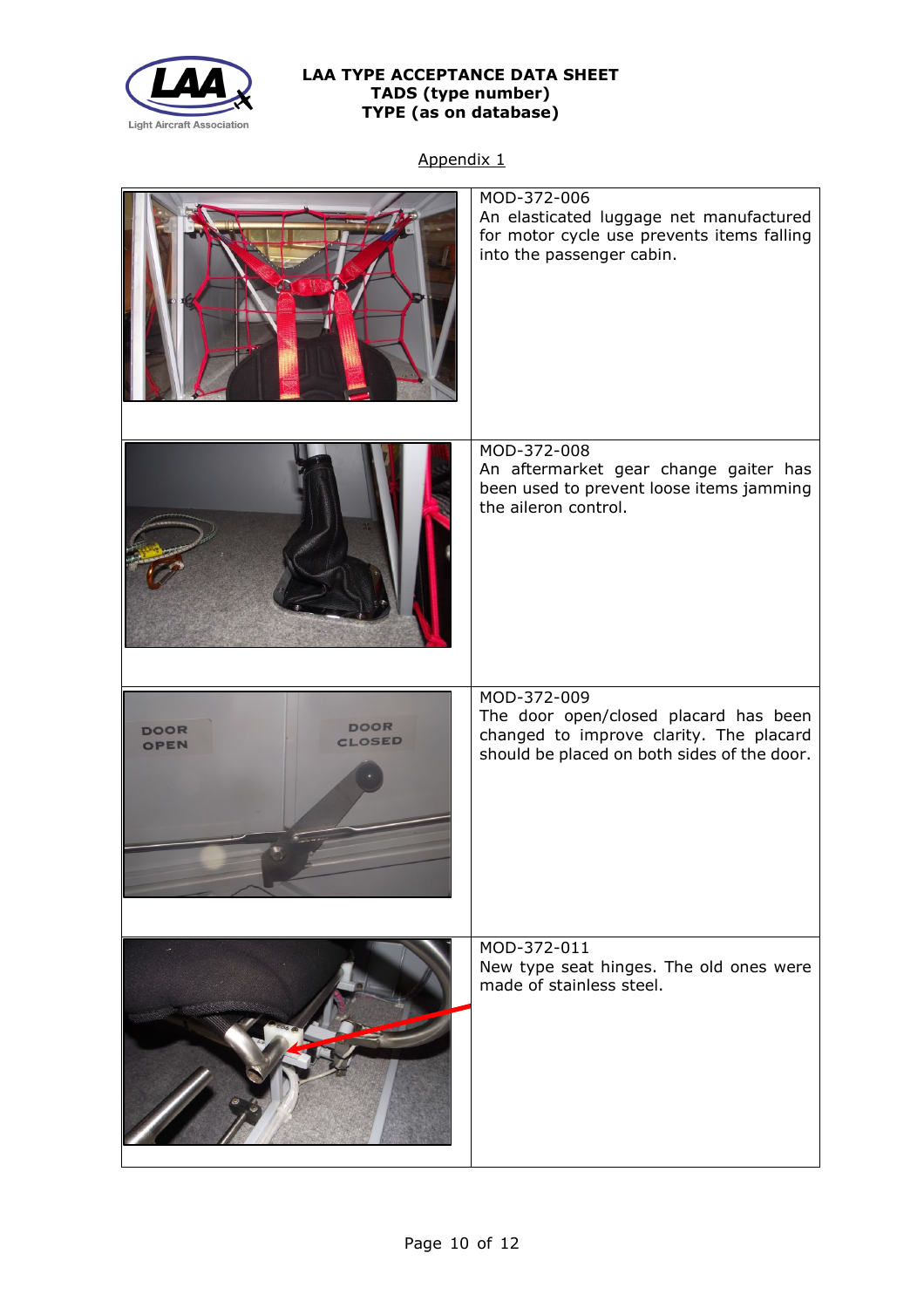## Appendix 1

| | |
|---|---|
| | MOD-372-006<br>An elasticated luggage net manufactured for motor cycle use prevents items falling into the passenger cabin. |
| | MOD-372-008<br>An aftermarket gear change gaiter has been used to prevent loose items jamming the aileron control. |
| | MOD-372-009<br>The door open/closed placard has been changed to improve clarity. The placard should be placed on both sides of the door. |
| | MOD-372-011<br>New type seat hinges. The old ones were made of stainless steel. |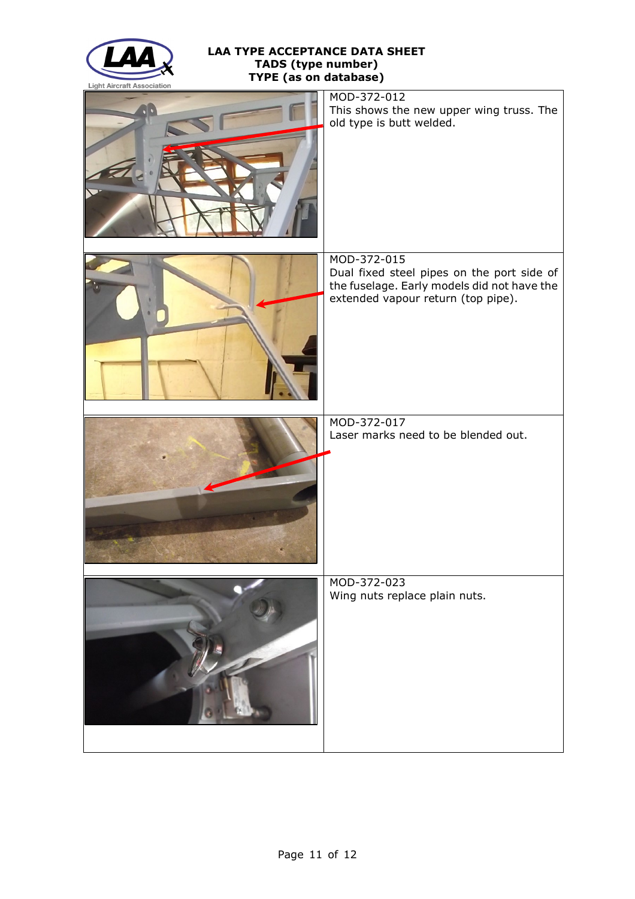| | |
|---|---|
| | MOD-372-012<br>This shows the new upper wing truss. The old type is butt welded. |
| | MOD-372-015<br>Dual fixed steel pipes on the port side of the fuselage. Early models did not have the extended vapour return (top pipe). |
| | MOD-372-017<br>Laser marks need to be blended out. |
| | MOD-372-023<br>Wing nuts replace plain nuts. |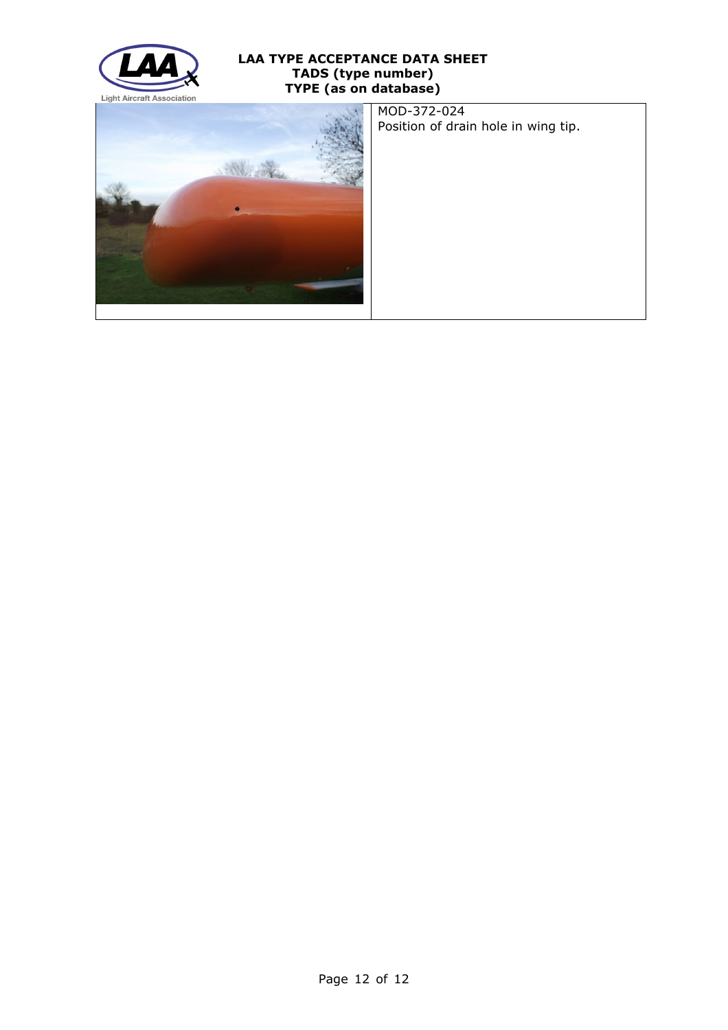| | |
|---|---|
| | MOD-372-024<br>Position of drain hole in wing tip. |